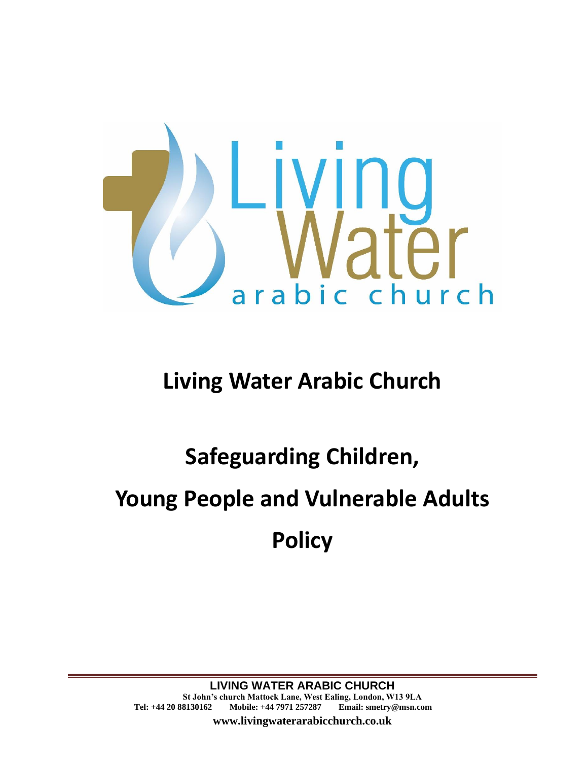# Living Water Arabic Church

# Safeguarding Children,

# Young People and Vulnerable Adults

# Policy

**LIVING WATER ARABIC CHURCH**
**St John's church Mattock Lane, West Ealing, London, W13 9LA**
**Tel: +44 20 88130162 Mobile: +44 7971 257287 Email: smetry@msn.com**
**www.livingwaterarabicchurch.co.uk**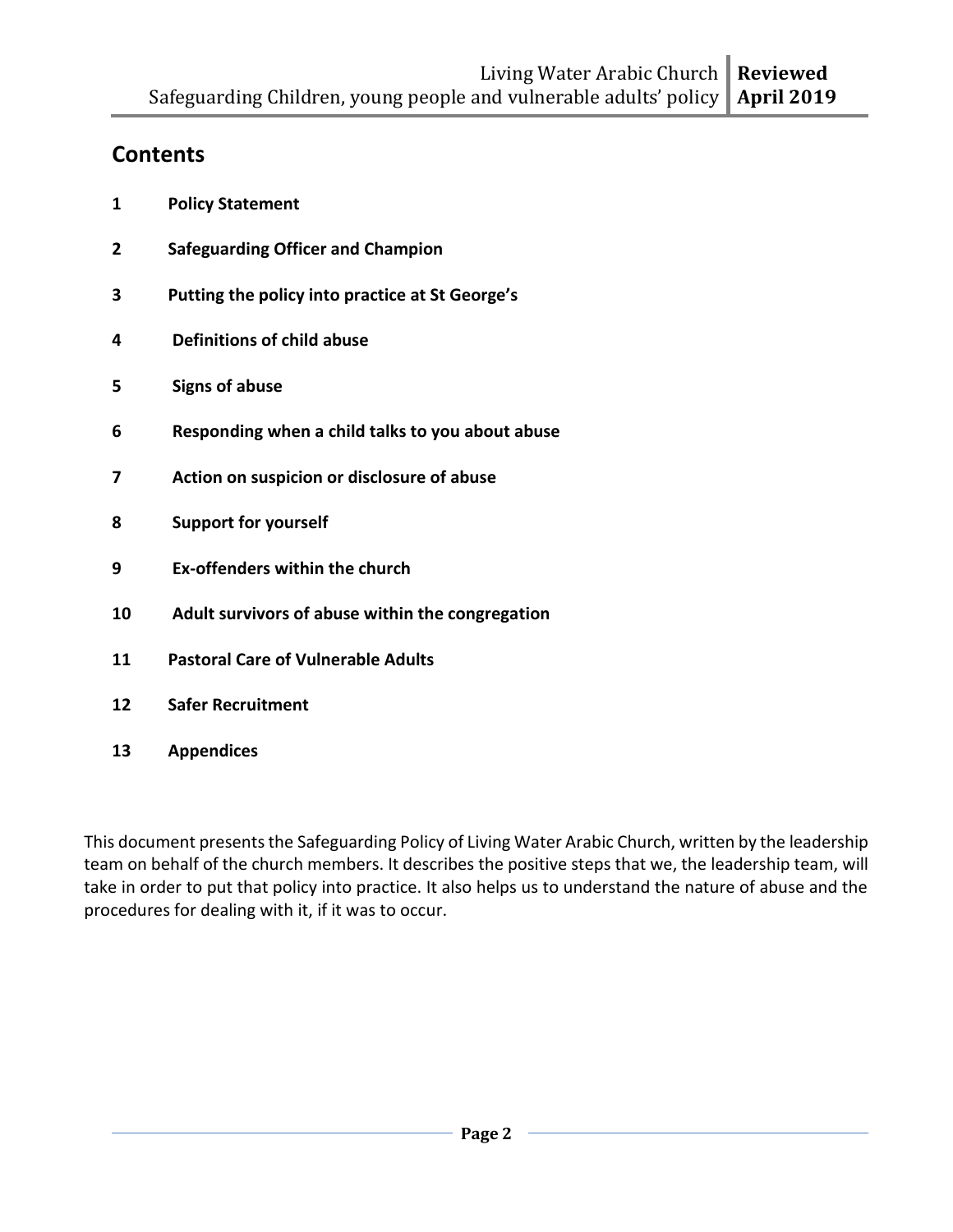## Contents

**1 Policy Statement**

**2 Safeguarding Officer and Champion**

**3 Putting the policy into practice at St George's**

**4 Definitions of child abuse**

**5 Signs of abuse**

**6 Responding when a child talks to you about abuse**

**7 Action on suspicion or disclosure of abuse**

**8 Support for yourself**

**9 Ex-offenders within the church**

**10 Adult survivors of abuse within the congregation**

**11 Pastoral Care of Vulnerable Adults**

**12 Safer Recruitment**

**13 Appendices**

This document presents the Safeguarding Policy of Living Water Arabic Church, written by the leadership team on behalf of the church members. It describes the positive steps that we, the leadership team, will take in order to put that policy into practice. It also helps us to understand the nature of abuse and the procedures for dealing with it, if it was to occur.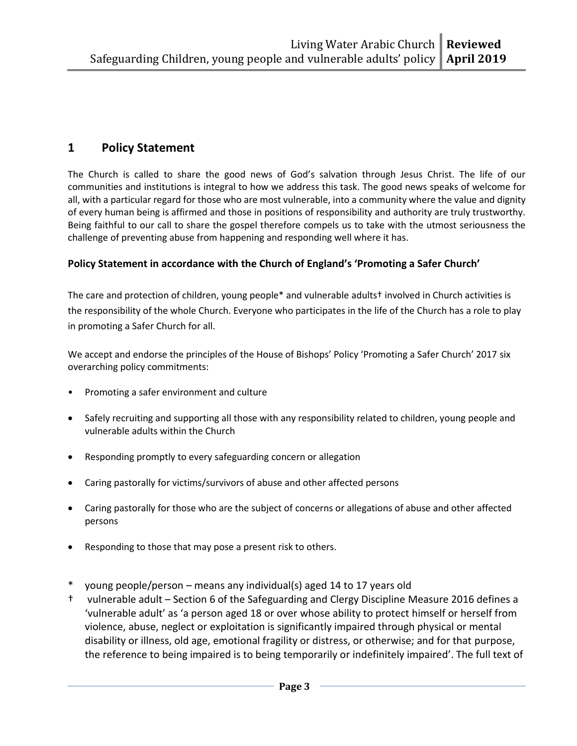## 1 Policy Statement

The Church is called to share the good news of God's salvation through Jesus Christ. The life of our communities and institutions is integral to how we address this task. The good news speaks of welcome for all, with a particular regard for those who are most vulnerable, into a community where the value and dignity of every human being is affirmed and those in positions of responsibility and authority are truly trustworthy. Being faithful to our call to share the gospel therefore compels us to take with the utmost seriousness the challenge of preventing abuse from happening and responding well where it has.

**Policy Statement in accordance with the Church of England's 'Promoting a Safer Church'**

The care and protection of children, young people* and vulnerable adults† involved in Church activities is the responsibility of the whole Church. Everyone who participates in the life of the Church has a role to play in promoting a Safer Church for all.

We accept and endorse the principles of the House of Bishops' Policy 'Promoting a Safer Church' 2017 six overarching policy commitments:

- Promoting a safer environment and culture
- Safely recruiting and supporting all those with any responsibility related to children, young people and vulnerable adults within the Church
- Responding promptly to every safeguarding concern or allegation
- Caring pastorally for victims/survivors of abuse and other affected persons
- Caring pastorally for those who are the subject of concerns or allegations of abuse and other affected persons
- Responding to those that may pose a present risk to others.

\* young people/person – means any individual(s) aged 14 to 17 years old

† vulnerable adult – Section 6 of the Safeguarding and Clergy Discipline Measure 2016 defines a 'vulnerable adult' as 'a person aged 18 or over whose ability to protect himself or herself from violence, abuse, neglect or exploitation is significantly impaired through physical or mental disability or illness, old age, emotional fragility or distress, or otherwise; and for that purpose, the reference to being impaired is to being temporarily or indefinitely impaired'. The full text of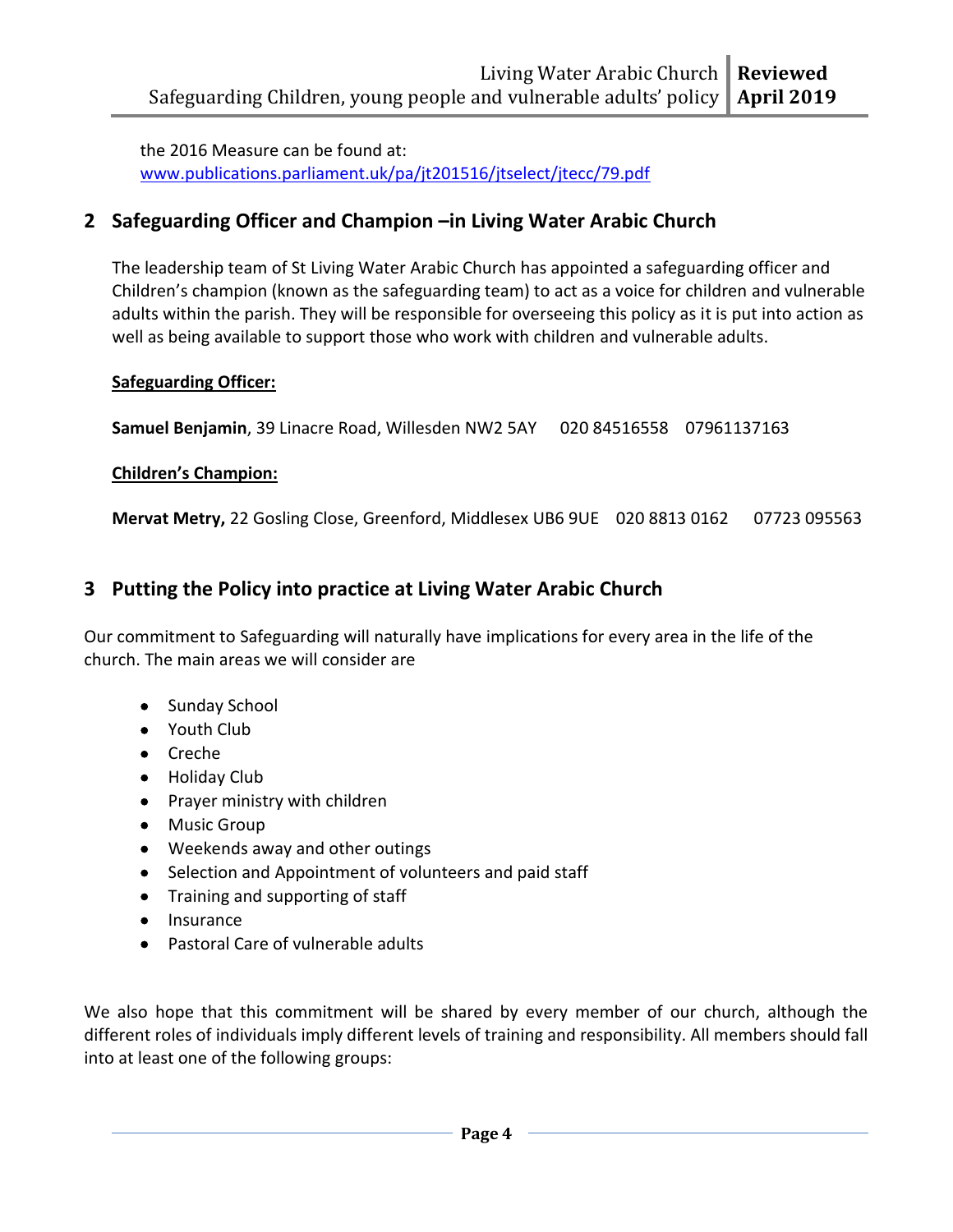the 2016 Measure can be found at: [www.publications.parliament.uk/pa/jt201516/jtselect/jtecc/79.pdf](www.publications.parliament.uk/pa/jt201516/jtselect/jtecc/79.pdf)

## 2 Safeguarding Officer and Champion –in Living Water Arabic Church

The leadership team of St Living Water Arabic Church has appointed a safeguarding officer and Children's champion (known as the safeguarding team) to act as a voice for children and vulnerable adults within the parish. They will be responsible for overseeing this policy as it is put into action as well as being available to support those who work with children and vulnerable adults.

**Safeguarding Officer:**

**Samuel Benjamin**, 39 Linacre Road, Willesden NW2 5AY 020 84516558 07961137163

**Children's Champion:**

**Mervat Metry,** 22 Gosling Close, Greenford, Middlesex UB6 9UE 020 8813 0162 07723 095563

## 3 Putting the Policy into practice at Living Water Arabic Church

Our commitment to Safeguarding will naturally have implications for every area in the life of the church. The main areas we will consider are

- Sunday School
- Youth Club
- Creche
- Holiday Club
- Prayer ministry with children
- Music Group
- Weekends away and other outings
- Selection and Appointment of volunteers and paid staff
- Training and supporting of staff
- Insurance
- Pastoral Care of vulnerable adults

We also hope that this commitment will be shared by every member of our church, although the different roles of individuals imply different levels of training and responsibility. All members should fall into at least one of the following groups: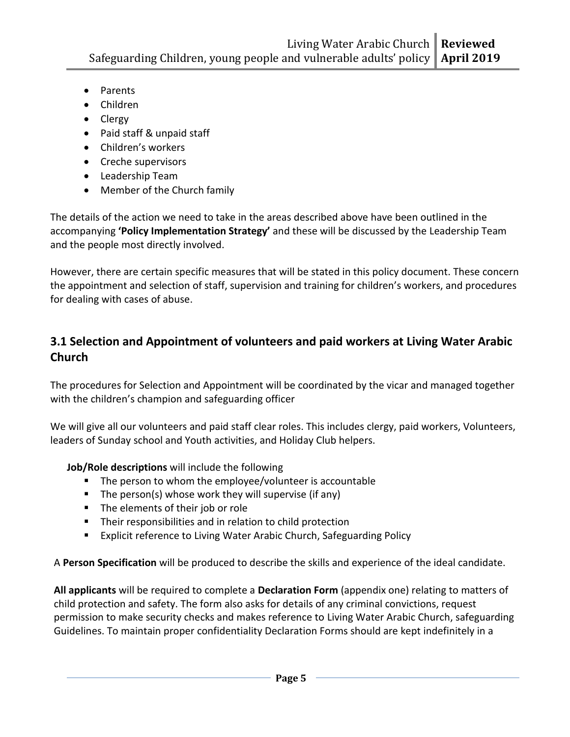- Parents
- Children
- Clergy
- Paid staff & unpaid staff
- Children's workers
- Creche supervisors
- Leadership Team
- Member of the Church family

The details of the action we need to take in the areas described above have been outlined in the accompanying **'Policy Implementation Strategy'** and these will be discussed by the Leadership Team and the people most directly involved.

However, there are certain specific measures that will be stated in this policy document. These concern the appointment and selection of staff, supervision and training for children's workers, and procedures for dealing with cases of abuse.

## 3.1 Selection and Appointment of volunteers and paid workers at Living Water Arabic Church

The procedures for Selection and Appointment will be coordinated by the vicar and managed together with the children's champion and safeguarding officer

We will give all our volunteers and paid staff clear roles. This includes clergy, paid workers, Volunteers, leaders of Sunday school and Youth activities, and Holiday Club helpers.

**Job/Role descriptions** will include the following

- The person to whom the employee/volunteer is accountable
- The person(s) whose work they will supervise (if any)
- The elements of their job or role
- Their responsibilities and in relation to child protection
- Explicit reference to Living Water Arabic Church, Safeguarding Policy

A **Person Specification** will be produced to describe the skills and experience of the ideal candidate.

**All applicants** will be required to complete a **Declaration Form** (appendix one) relating to matters of child protection and safety. The form also asks for details of any criminal convictions, request permission to make security checks and makes reference to Living Water Arabic Church, safeguarding Guidelines. To maintain proper confidentiality Declaration Forms should are kept indefinitely in a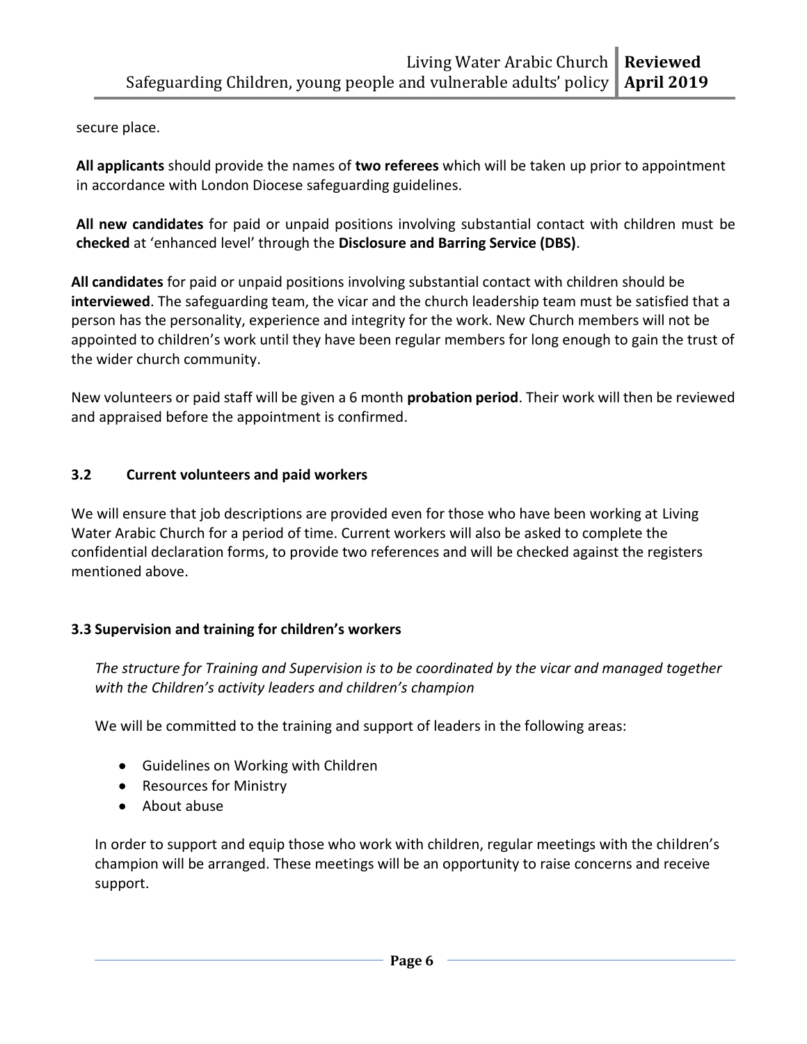secure place.

**All applicants** should provide the names of **two referees** which will be taken up prior to appointment in accordance with London Diocese safeguarding guidelines.

**All new candidates** for paid or unpaid positions involving substantial contact with children must be **checked** at 'enhanced level' through the **Disclosure and Barring Service (DBS)**.

**All candidates** for paid or unpaid positions involving substantial contact with children should be **interviewed**. The safeguarding team, the vicar and the church leadership team must be satisfied that a person has the personality, experience and integrity for the work. New Church members will not be appointed to children's work until they have been regular members for long enough to gain the trust of the wider church community.

New volunteers or paid staff will be given a 6 month **probation period**. Their work will then be reviewed and appraised before the appointment is confirmed.

### 3.2 Current volunteers and paid workers

We will ensure that job descriptions are provided even for those who have been working at Living Water Arabic Church for a period of time. Current workers will also be asked to complete the confidential declaration forms, to provide two references and will be checked against the registers mentioned above.

### 3.3 Supervision and training for children's workers

*The structure for Training and Supervision is to be coordinated by the vicar and managed together with the Children's activity leaders and children's champion*

We will be committed to the training and support of leaders in the following areas:

- Guidelines on Working with Children
- Resources for Ministry
- About abuse

In order to support and equip those who work with children, regular meetings with the children's champion will be arranged. These meetings will be an opportunity to raise concerns and receive support.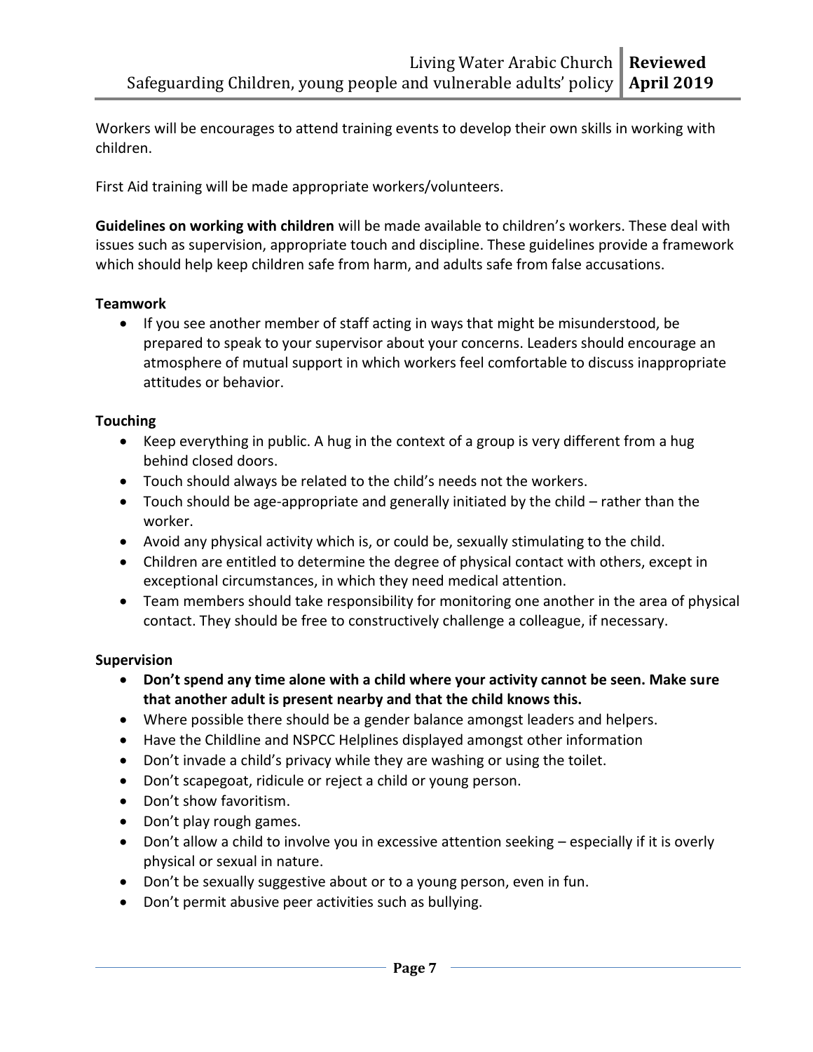Workers will be encourages to attend training events to develop their own skills in working with children.

First Aid training will be made appropriate workers/volunteers.

**Guidelines on working with children** will be made available to children's workers. These deal with issues such as supervision, appropriate touch and discipline. These guidelines provide a framework which should help keep children safe from harm, and adults safe from false accusations.

**Teamwork**

- If you see another member of staff acting in ways that might be misunderstood, be prepared to speak to your supervisor about your concerns. Leaders should encourage an atmosphere of mutual support in which workers feel comfortable to discuss inappropriate attitudes or behavior.

**Touching**

- Keep everything in public. A hug in the context of a group is very different from a hug behind closed doors.
- Touch should always be related to the child's needs not the workers.
- Touch should be age-appropriate and generally initiated by the child – rather than the worker.
- Avoid any physical activity which is, or could be, sexually stimulating to the child.
- Children are entitled to determine the degree of physical contact with others, except in exceptional circumstances, in which they need medical attention.
- Team members should take responsibility for monitoring one another in the area of physical contact. They should be free to constructively challenge a colleague, if necessary.

**Supervision**

- **Don't spend any time alone with a child where your activity cannot be seen. Make sure that another adult is present nearby and that the child knows this.**
- Where possible there should be a gender balance amongst leaders and helpers.
- Have the Childline and NSPCC Helplines displayed amongst other information
- Don't invade a child's privacy while they are washing or using the toilet.
- Don't scapegoat, ridicule or reject a child or young person.
- Don't show favoritism.
- Don't play rough games.
- Don't allow a child to involve you in excessive attention seeking – especially if it is overly physical or sexual in nature.
- Don't be sexually suggestive about or to a young person, even in fun.
- Don't permit abusive peer activities such as bullying.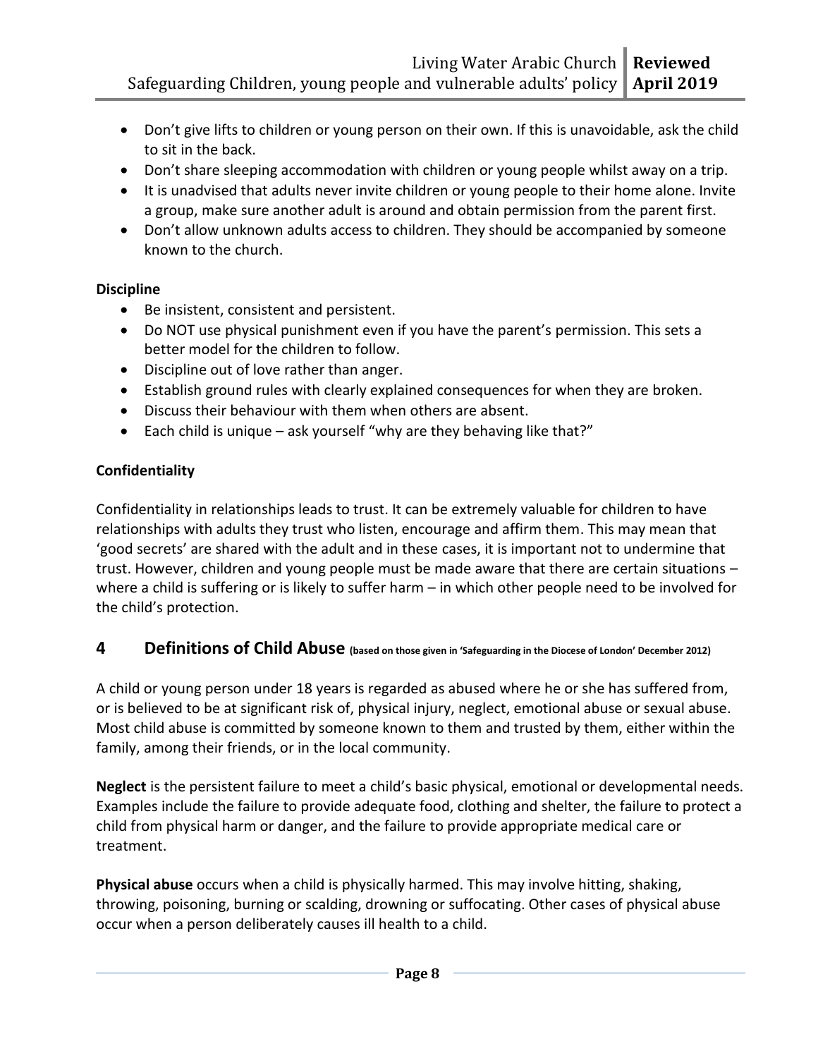- Don’t give lifts to children or young person on their own. If this is unavoidable, ask the child to sit in the back.
- Don’t share sleeping accommodation with children or young people whilst away on a trip.
- It is unadvised that adults never invite children or young people to their home alone. Invite a group, make sure another adult is around and obtain permission from the parent first.
- Don’t allow unknown adults access to children. They should be accompanied by someone known to the church.

**Discipline**

- Be insistent, consistent and persistent.
- Do NOT use physical punishment even if you have the parent’s permission. This sets a better model for the children to follow.
- Discipline out of love rather than anger.
- Establish ground rules with clearly explained consequences for when they are broken.
- Discuss their behaviour with them when others are absent.
- Each child is unique – ask yourself “why are they behaving like that?”

**Confidentiality**

Confidentiality in relationships leads to trust. It can be extremely valuable for children to have relationships with adults they trust who listen, encourage and affirm them. This may mean that ‘good secrets’ are shared with the adult and in these cases, it is important not to undermine that trust. However, children and young people must be made aware that there are certain situations – where a child is suffering or is likely to suffer harm – in which other people need to be involved for the child’s protection.

## 4 Definitions of Child Abuse (based on those given in ‘Safeguarding in the Diocese of London’ December 2012)

A child or young person under 18 years is regarded as abused where he or she has suffered from, or is believed to be at significant risk of, physical injury, neglect, emotional abuse or sexual abuse. Most child abuse is committed by someone known to them and trusted by them, either within the family, among their friends, or in the local community.

**Neglect** is the persistent failure to meet a child’s basic physical, emotional or developmental needs. Examples include the failure to provide adequate food, clothing and shelter, the failure to protect a child from physical harm or danger, and the failure to provide appropriate medical care or treatment.

**Physical abuse** occurs when a child is physically harmed. This may involve hitting, shaking, throwing, poisoning, burning or scalding, drowning or suffocating. Other cases of physical abuse occur when a person deliberately causes ill health to a child.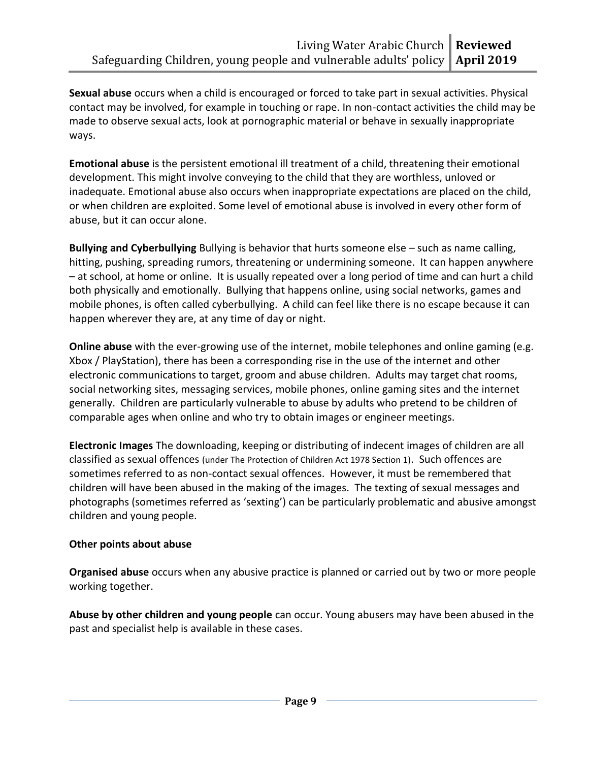**Sexual abuse** occurs when a child is encouraged or forced to take part in sexual activities. Physical contact may be involved, for example in touching or rape. In non-contact activities the child may be made to observe sexual acts, look at pornographic material or behave in sexually inappropriate ways.

**Emotional abuse** is the persistent emotional ill treatment of a child, threatening their emotional development. This might involve conveying to the child that they are worthless, unloved or inadequate. Emotional abuse also occurs when inappropriate expectations are placed on the child, or when children are exploited. Some level of emotional abuse is involved in every other form of abuse, but it can occur alone.

**Bullying and Cyberbullying** Bullying is behavior that hurts someone else – such as name calling, hitting, pushing, spreading rumors, threatening or undermining someone. It can happen anywhere – at school, at home or online. It is usually repeated over a long period of time and can hurt a child both physically and emotionally. Bullying that happens online, using social networks, games and mobile phones, is often called cyberbullying. A child can feel like there is no escape because it can happen wherever they are, at any time of day or night.

**Online abuse** with the ever-growing use of the internet, mobile telephones and online gaming (e.g. Xbox / PlayStation), there has been a corresponding rise in the use of the internet and other electronic communications to target, groom and abuse children. Adults may target chat rooms, social networking sites, messaging services, mobile phones, online gaming sites and the internet generally. Children are particularly vulnerable to abuse by adults who pretend to be children of comparable ages when online and who try to obtain images or engineer meetings.

**Electronic Images** The downloading, keeping or distributing of indecent images of children are all classified as sexual offences (under The Protection of Children Act 1978 Section 1). Such offences are sometimes referred to as non-contact sexual offences. However, it must be remembered that children will have been abused in the making of the images. The texting of sexual messages and photographs (sometimes referred as 'sexting') can be particularly problematic and abusive amongst children and young people.

**Other points about abuse**

**Organised abuse** occurs when any abusive practice is planned or carried out by two or more people working together.

**Abuse by other children and young people** can occur. Young abusers may have been abused in the past and specialist help is available in these cases.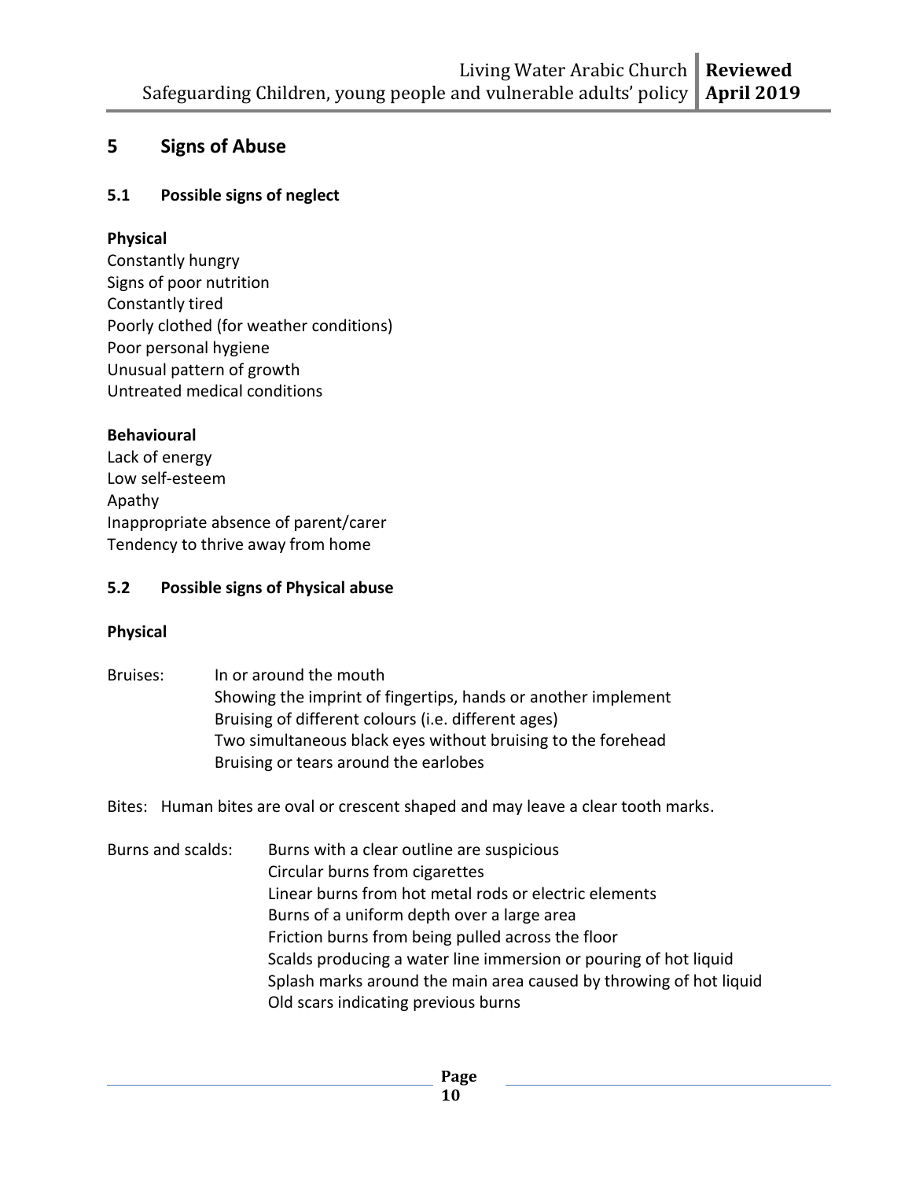## 5 Signs of Abuse

### 5.1 Possible signs of neglect

**Physical**

Constantly hungry
Signs of poor nutrition
Constantly tired
Poorly clothed (for weather conditions)
Poor personal hygiene
Unusual pattern of growth
Untreated medical conditions

**Behavioural**

Lack of energy
Low self-esteem
Apathy
Inappropriate absence of parent/carer
Tendency to thrive away from home

### 5.2 Possible signs of Physical abuse

**Physical**

Bruises:
- In or around the mouth
- Showing the imprint of fingertips, hands or another implement
- Bruising of different colours (i.e. different ages)
- Two simultaneous black eyes without bruising to the forehead
- Bruising or tears around the earlobes

Bites: Human bites are oval or crescent shaped and may leave a clear tooth marks.

Burns and scalds:
- Burns with a clear outline are suspicious
- Circular burns from cigarettes
- Linear burns from hot metal rods or electric elements
- Burns of a uniform depth over a large area
- Friction burns from being pulled across the floor
- Scalds producing a water line immersion or pouring of hot liquid
- Splash marks around the main area caused by throwing of hot liquid
- Old scars indicating previous burns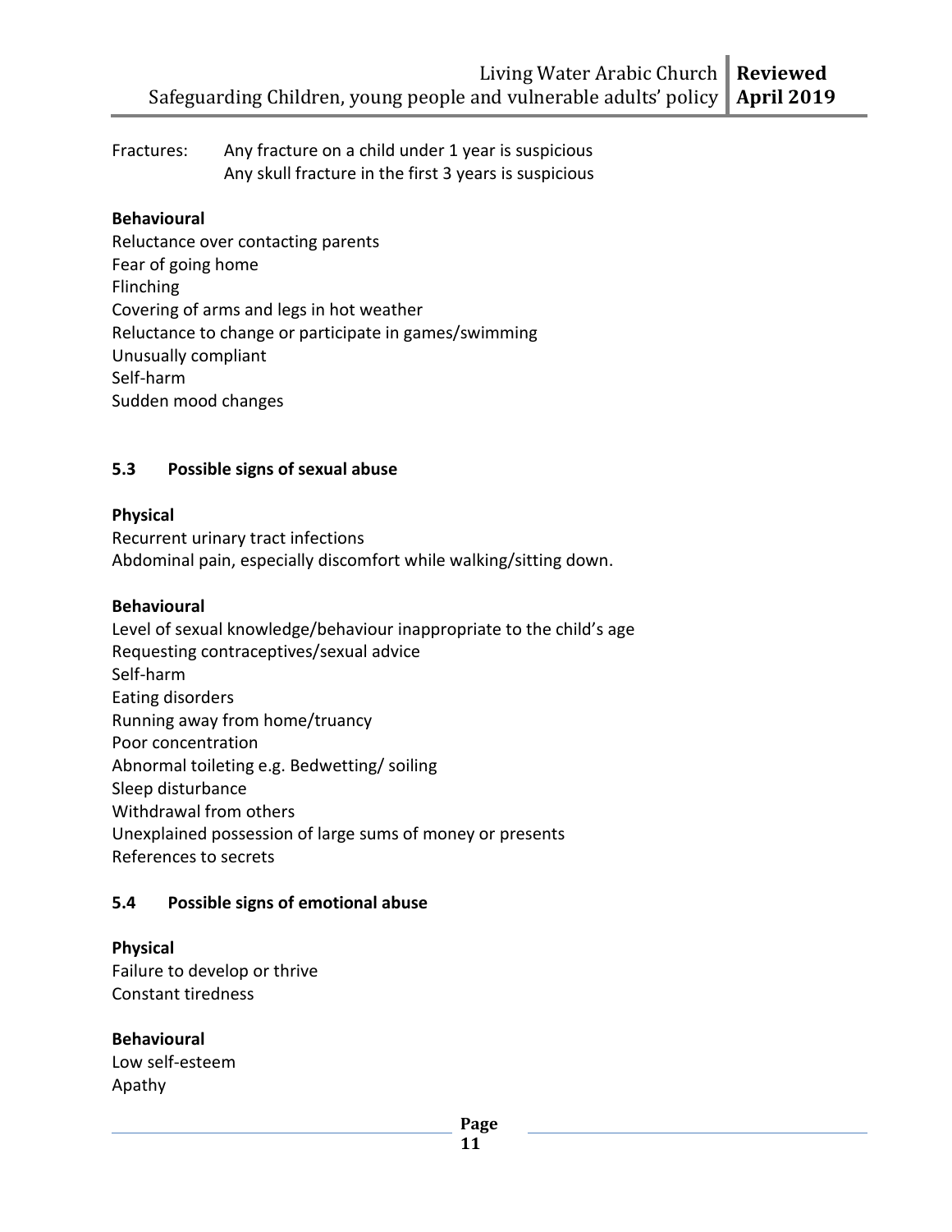Fractures: Any fracture on a child under 1 year is suspicious
Any skull fracture in the first 3 years is suspicious

**Behavioural**

Reluctance over contacting parents
Fear of going home
Flinching
Covering of arms and legs in hot weather
Reluctance to change or participate in games/swimming
Unusually compliant
Self-harm
Sudden mood changes

### 5.3 Possible signs of sexual abuse

**Physical**

Recurrent urinary tract infections
Abdominal pain, especially discomfort while walking/sitting down.

**Behavioural**

Level of sexual knowledge/behaviour inappropriate to the child's age
Requesting contraceptives/sexual advice
Self-harm
Eating disorders
Running away from home/truancy
Poor concentration
Abnormal toileting e.g. Bedwetting/ soiling
Sleep disturbance
Withdrawal from others
Unexplained possession of large sums of money or presents
References to secrets

### 5.4 Possible signs of emotional abuse

**Physical**

Failure to develop or thrive
Constant tiredness

**Behavioural**

Low self-esteem
Apathy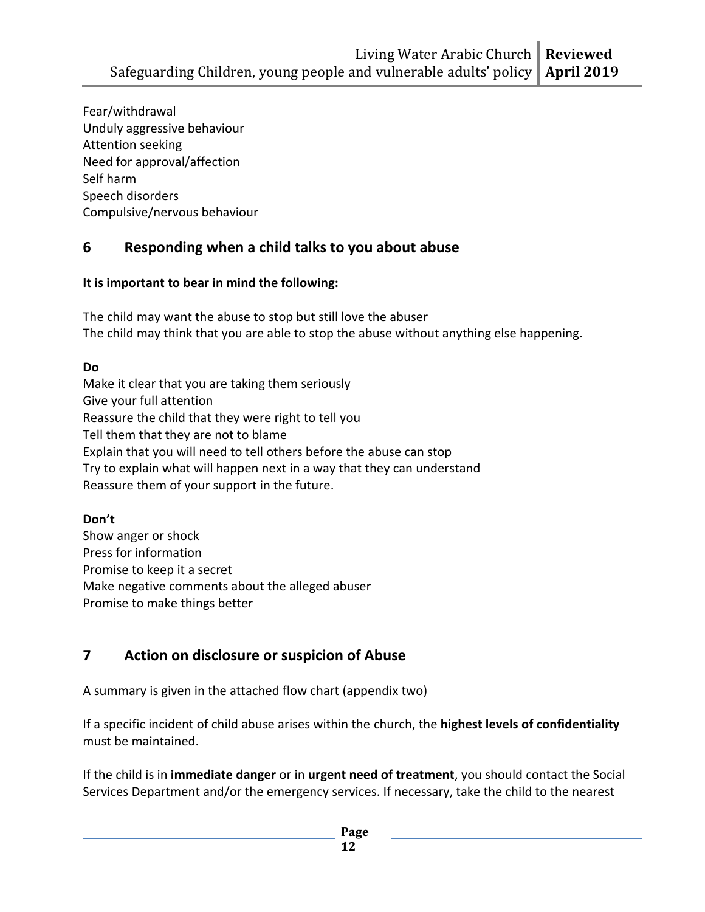Fear/withdrawal
Unduly aggressive behaviour
Attention seeking
Need for approval/affection
Self harm
Speech disorders
Compulsive/nervous behaviour

## 6 Responding when a child talks to you about abuse

**It is important to bear in mind the following:**

The child may want the abuse to stop but still love the abuser
The child may think that you are able to stop the abuse without anything else happening.

**Do**

Make it clear that you are taking them seriously
Give your full attention
Reassure the child that they were right to tell you
Tell them that they are not to blame
Explain that you will need to tell others before the abuse can stop
Try to explain what will happen next in a way that they can understand
Reassure them of your support in the future.

**Don't**

Show anger or shock
Press for information
Promise to keep it a secret
Make negative comments about the alleged abuser
Promise to make things better

## 7 Action on disclosure or suspicion of Abuse

A summary is given in the attached flow chart (appendix two)

If a specific incident of child abuse arises within the church, the **highest levels of confidentiality** must be maintained.

If the child is in **immediate danger** or in **urgent need of treatment**, you should contact the Social Services Department and/or the emergency services. If necessary, take the child to the nearest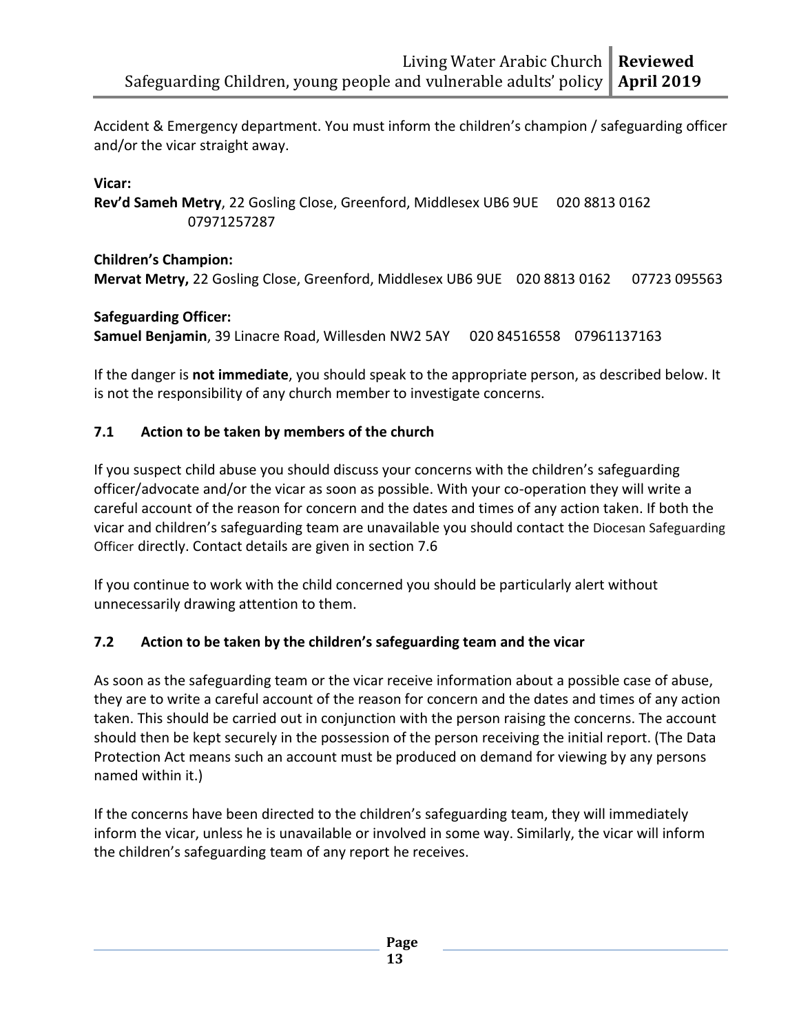Accident & Emergency department. You must inform the children's champion / safeguarding officer and/or the vicar straight away.

**Vicar:**
**Rev'd Sameh Metry**, 22 Gosling Close, Greenford, Middlesex UB6 9UE 020 8813 0162 07971257287

**Children's Champion:**
**Mervat Metry,** 22 Gosling Close, Greenford, Middlesex UB6 9UE 020 8813 0162 07723 095563

**Safeguarding Officer:**
**Samuel Benjamin**, 39 Linacre Road, Willesden NW2 5AY 020 84516558 07961137163

If the danger is **not immediate**, you should speak to the appropriate person, as described below. It is not the responsibility of any church member to investigate concerns.

### 7.1 Action to be taken by members of the church

If you suspect child abuse you should discuss your concerns with the children's safeguarding officer/advocate and/or the vicar as soon as possible. With your co-operation they will write a careful account of the reason for concern and the dates and times of any action taken. If both the vicar and children's safeguarding team are unavailable you should contact the Diocesan Safeguarding Officer directly. Contact details are given in section 7.6

If you continue to work with the child concerned you should be particularly alert without unnecessarily drawing attention to them.

### 7.2 Action to be taken by the children's safeguarding team and the vicar

As soon as the safeguarding team or the vicar receive information about a possible case of abuse, they are to write a careful account of the reason for concern and the dates and times of any action taken. This should be carried out in conjunction with the person raising the concerns. The account should then be kept securely in the possession of the person receiving the initial report. (The Data Protection Act means such an account must be produced on demand for viewing by any persons named within it.)

If the concerns have been directed to the children's safeguarding team, they will immediately inform the vicar, unless he is unavailable or involved in some way. Similarly, the vicar will inform the children's safeguarding team of any report he receives.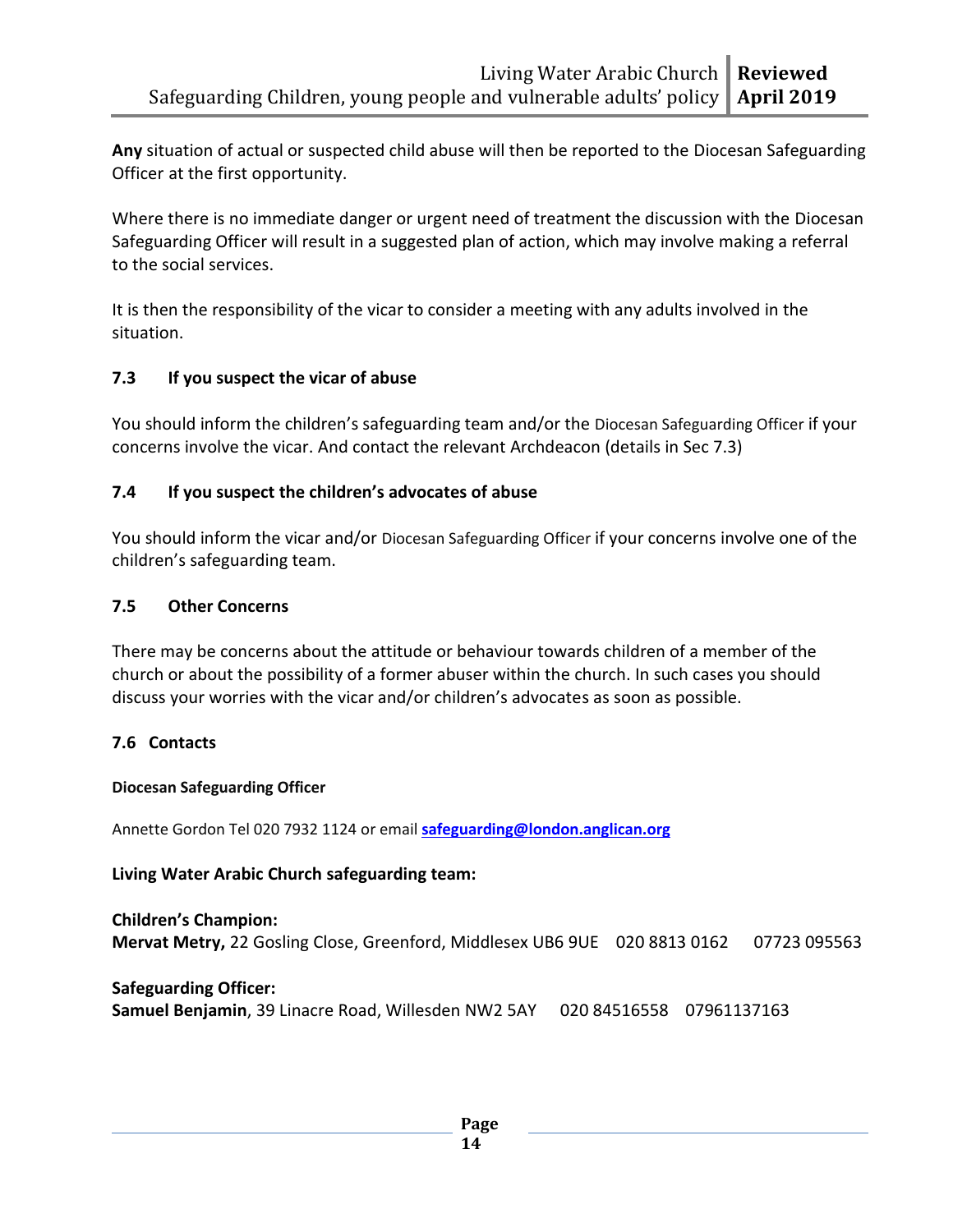**Any** situation of actual or suspected child abuse will then be reported to the Diocesan Safeguarding Officer at the first opportunity.

Where there is no immediate danger or urgent need of treatment the discussion with the Diocesan Safeguarding Officer will result in a suggested plan of action, which may involve making a referral to the social services.

It is then the responsibility of the vicar to consider a meeting with any adults involved in the situation.

### 7.3 If you suspect the vicar of abuse

You should inform the children's safeguarding team and/or the Diocesan Safeguarding Officer if your concerns involve the vicar. And contact the relevant Archdeacon (details in Sec 7.3)

### 7.4 If you suspect the children's advocates of abuse

You should inform the vicar and/or Diocesan Safeguarding Officer if your concerns involve one of the children's safeguarding team.

### 7.5 Other Concerns

There may be concerns about the attitude or behaviour towards children of a member of the church or about the possibility of a former abuser within the church. In such cases you should discuss your worries with the vicar and/or children's advocates as soon as possible.

### 7.6 Contacts

**Diocesan Safeguarding Officer**

Annette Gordon Tel 020 7932 1124 or email **safeguarding@london.anglican.org**

**Living Water Arabic Church safeguarding team:**

**Children's Champion:**
**Mervat Metry,** 22 Gosling Close, Greenford, Middlesex UB6 9UE 020 8813 0162 07723 095563

**Safeguarding Officer:**
**Samuel Benjamin**, 39 Linacre Road, Willesden NW2 5AY 020 84516558 07961137163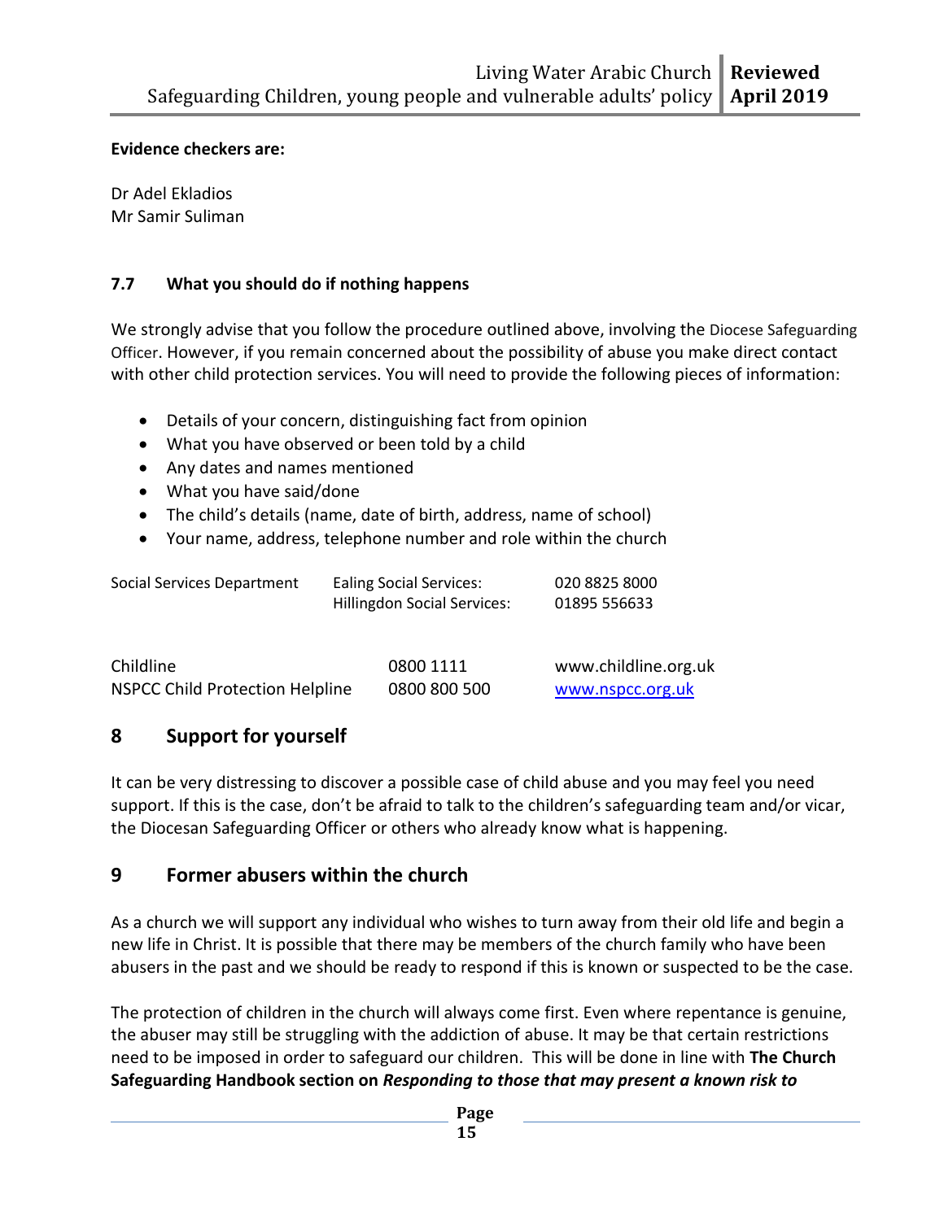**Evidence checkers are:**

Dr Adel Ekladios
Mr Samir Suliman

### 7.7 What you should do if nothing happens

We strongly advise that you follow the procedure outlined above, involving the Diocese Safeguarding Officer. However, if you remain concerned about the possibility of abuse you make direct contact with other child protection services. You will need to provide the following pieces of information:

- Details of your concern, distinguishing fact from opinion
- What you have observed or been told by a child
- Any dates and names mentioned
- What you have said/done
- The child's details (name, date of birth, address, name of school)
- Your name, address, telephone number and role within the church

| | | |
|---|---|---|
| Social Services Department | Ealing Social Services: | 020 8825 8000 |
| | Hillingdon Social Services: | 01895 556633 |

| | | |
|---|---|---|
| Childline | 0800 1111 | www.childline.org.uk |
| NSPCC Child Protection Helpline | 0800 800 500 | www.nspcc.org.uk |

## 8 Support for yourself

It can be very distressing to discover a possible case of child abuse and you may feel you need support. If this is the case, don't be afraid to talk to the children's safeguarding team and/or vicar, the Diocesan Safeguarding Officer or others who already know what is happening.

## 9 Former abusers within the church

As a church we will support any individual who wishes to turn away from their old life and begin a new life in Christ. It is possible that there may be members of the church family who have been abusers in the past and we should be ready to respond if this is known or suspected to be the case.

The protection of children in the church will always come first. Even where repentance is genuine, the abuser may still be struggling with the addiction of abuse. It may be that certain restrictions need to be imposed in order to safeguard our children. This will be done in line with **The Church Safeguarding Handbook section on *Responding to those that may present a known risk to***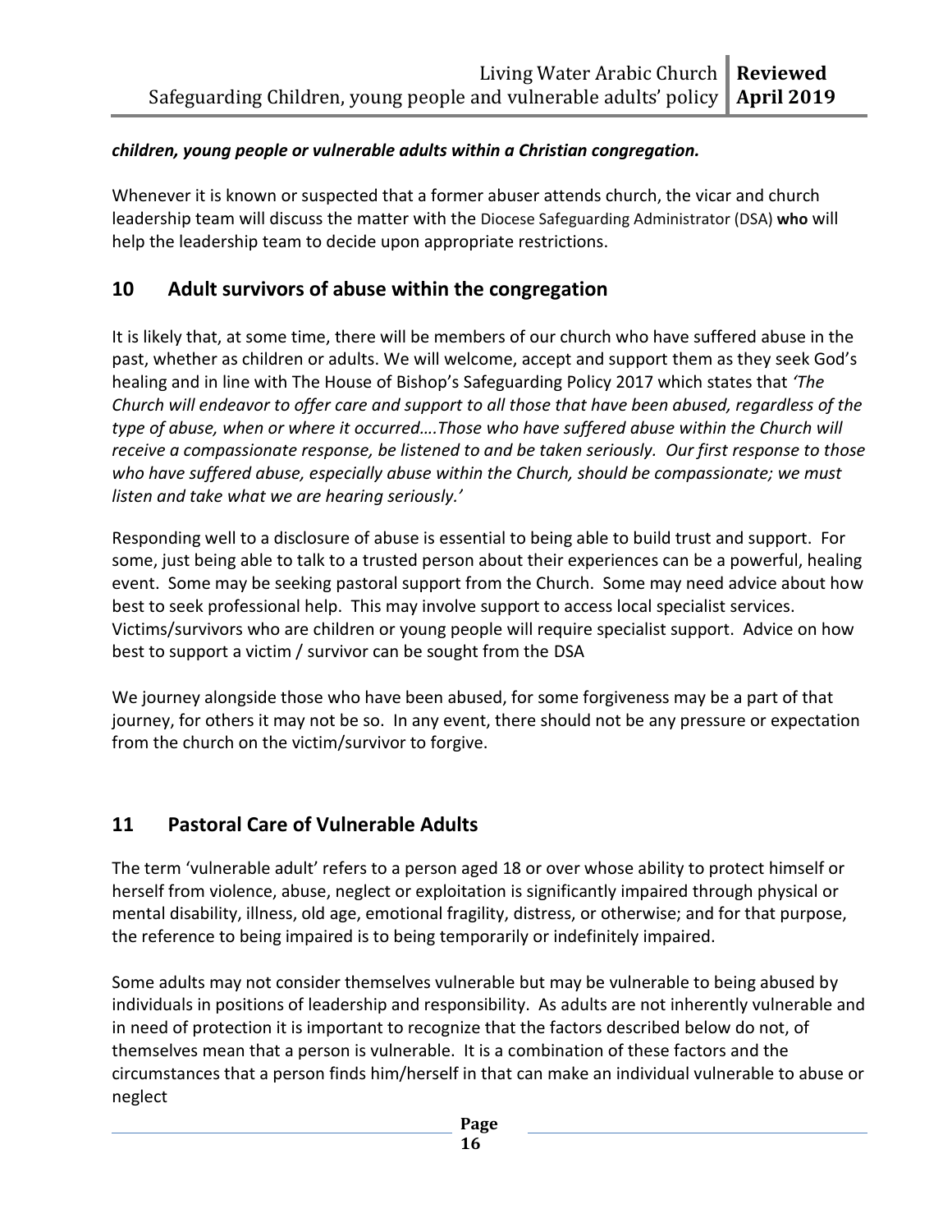***children, young people or vulnerable adults within a Christian congregation.***

Whenever it is known or suspected that a former abuser attends church, the vicar and church leadership team will discuss the matter with the Diocese Safeguarding Administrator (DSA) **who** will help the leadership team to decide upon appropriate restrictions.

## 10 Adult survivors of abuse within the congregation

It is likely that, at some time, there will be members of our church who have suffered abuse in the past, whether as children or adults. We will welcome, accept and support them as they seek God's healing and in line with The House of Bishop's Safeguarding Policy 2017 which states that *'The Church will endeavor to offer care and support to all those that have been abused, regardless of the type of abuse, when or where it occurred….Those who have suffered abuse within the Church will receive a compassionate response, be listened to and be taken seriously. Our first response to those who have suffered abuse, especially abuse within the Church, should be compassionate; we must listen and take what we are hearing seriously.'*

Responding well to a disclosure of abuse is essential to being able to build trust and support. For some, just being able to talk to a trusted person about their experiences can be a powerful, healing event. Some may be seeking pastoral support from the Church. Some may need advice about how best to seek professional help. This may involve support to access local specialist services. Victims/survivors who are children or young people will require specialist support. Advice on how best to support a victim / survivor can be sought from the DSA

We journey alongside those who have been abused, for some forgiveness may be a part of that journey, for others it may not be so. In any event, there should not be any pressure or expectation from the church on the victim/survivor to forgive.

## 11 Pastoral Care of Vulnerable Adults

The term 'vulnerable adult' refers to a person aged 18 or over whose ability to protect himself or herself from violence, abuse, neglect or exploitation is significantly impaired through physical or mental disability, illness, old age, emotional fragility, distress, or otherwise; and for that purpose, the reference to being impaired is to being temporarily or indefinitely impaired.

Some adults may not consider themselves vulnerable but may be vulnerable to being abused by individuals in positions of leadership and responsibility. As adults are not inherently vulnerable and in need of protection it is important to recognize that the factors described below do not, of themselves mean that a person is vulnerable. It is a combination of these factors and the circumstances that a person finds him/herself in that can make an individual vulnerable to abuse or neglect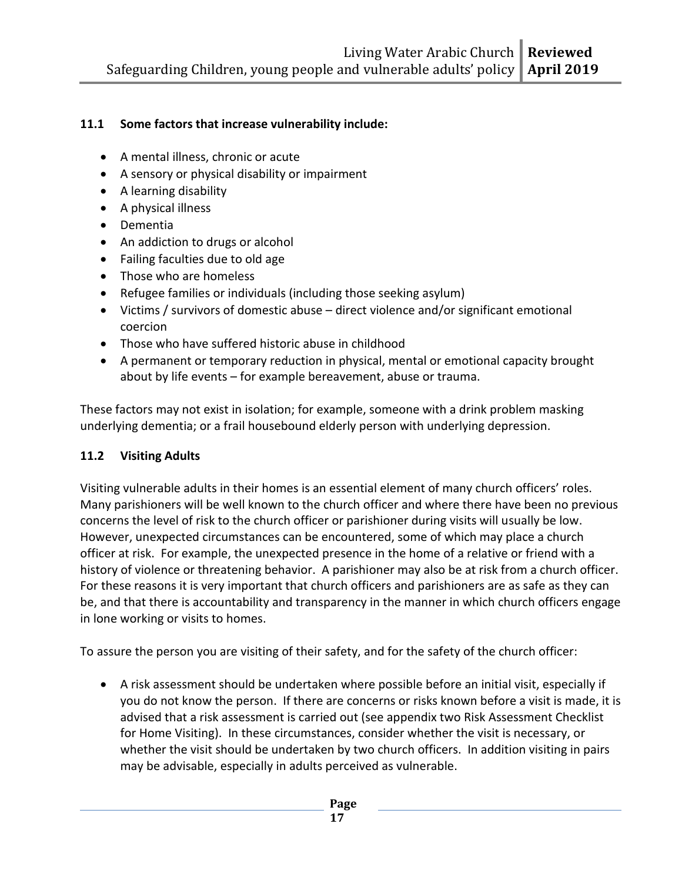### 11.1 Some factors that increase vulnerability include:

- A mental illness, chronic or acute
- A sensory or physical disability or impairment
- A learning disability
- A physical illness
- Dementia
- An addiction to drugs or alcohol
- Failing faculties due to old age
- Those who are homeless
- Refugee families or individuals (including those seeking asylum)
- Victims / survivors of domestic abuse – direct violence and/or significant emotional coercion
- Those who have suffered historic abuse in childhood
- A permanent or temporary reduction in physical, mental or emotional capacity brought about by life events – for example bereavement, abuse or trauma.

These factors may not exist in isolation; for example, someone with a drink problem masking underlying dementia; or a frail housebound elderly person with underlying depression.

### 11.2 Visiting Adults

Visiting vulnerable adults in their homes is an essential element of many church officers' roles. Many parishioners will be well known to the church officer and where there have been no previous concerns the level of risk to the church officer or parishioner during visits will usually be low. However, unexpected circumstances can be encountered, some of which may place a church officer at risk. For example, the unexpected presence in the home of a relative or friend with a history of violence or threatening behavior. A parishioner may also be at risk from a church officer. For these reasons it is very important that church officers and parishioners are as safe as they can be, and that there is accountability and transparency in the manner in which church officers engage in lone working or visits to homes.

To assure the person you are visiting of their safety, and for the safety of the church officer:

- A risk assessment should be undertaken where possible before an initial visit, especially if you do not know the person. If there are concerns or risks known before a visit is made, it is advised that a risk assessment is carried out (see appendix two Risk Assessment Checklist for Home Visiting). In these circumstances, consider whether the visit is necessary, or whether the visit should be undertaken by two church officers. In addition visiting in pairs may be advisable, especially in adults perceived as vulnerable.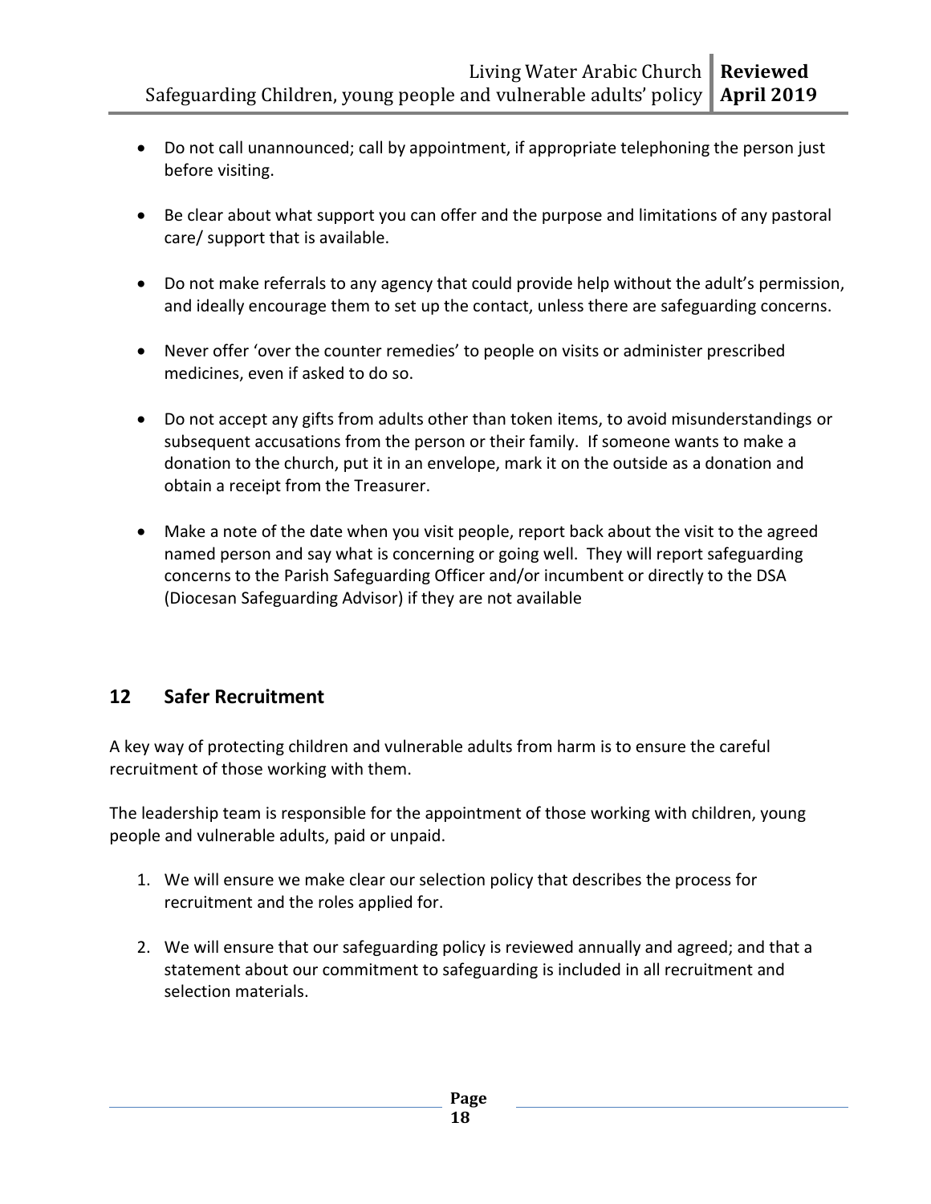- Do not call unannounced; call by appointment, if appropriate telephoning the person just before visiting.

- Be clear about what support you can offer and the purpose and limitations of any pastoral care/ support that is available.

- Do not make referrals to any agency that could provide help without the adult's permission, and ideally encourage them to set up the contact, unless there are safeguarding concerns.

- Never offer 'over the counter remedies' to people on visits or administer prescribed medicines, even if asked to do so.

- Do not accept any gifts from adults other than token items, to avoid misunderstandings or subsequent accusations from the person or their family. If someone wants to make a donation to the church, put it in an envelope, mark it on the outside as a donation and obtain a receipt from the Treasurer.

- Make a note of the date when you visit people, report back about the visit to the agreed named person and say what is concerning or going well. They will report safeguarding concerns to the Parish Safeguarding Officer and/or incumbent or directly to the DSA (Diocesan Safeguarding Advisor) if they are not available

## 12 Safer Recruitment

A key way of protecting children and vulnerable adults from harm is to ensure the careful recruitment of those working with them.

The leadership team is responsible for the appointment of those working with children, young people and vulnerable adults, paid or unpaid.

1. We will ensure we make clear our selection policy that describes the process for recruitment and the roles applied for.

2. We will ensure that our safeguarding policy is reviewed annually and agreed; and that a statement about our commitment to safeguarding is included in all recruitment and selection materials.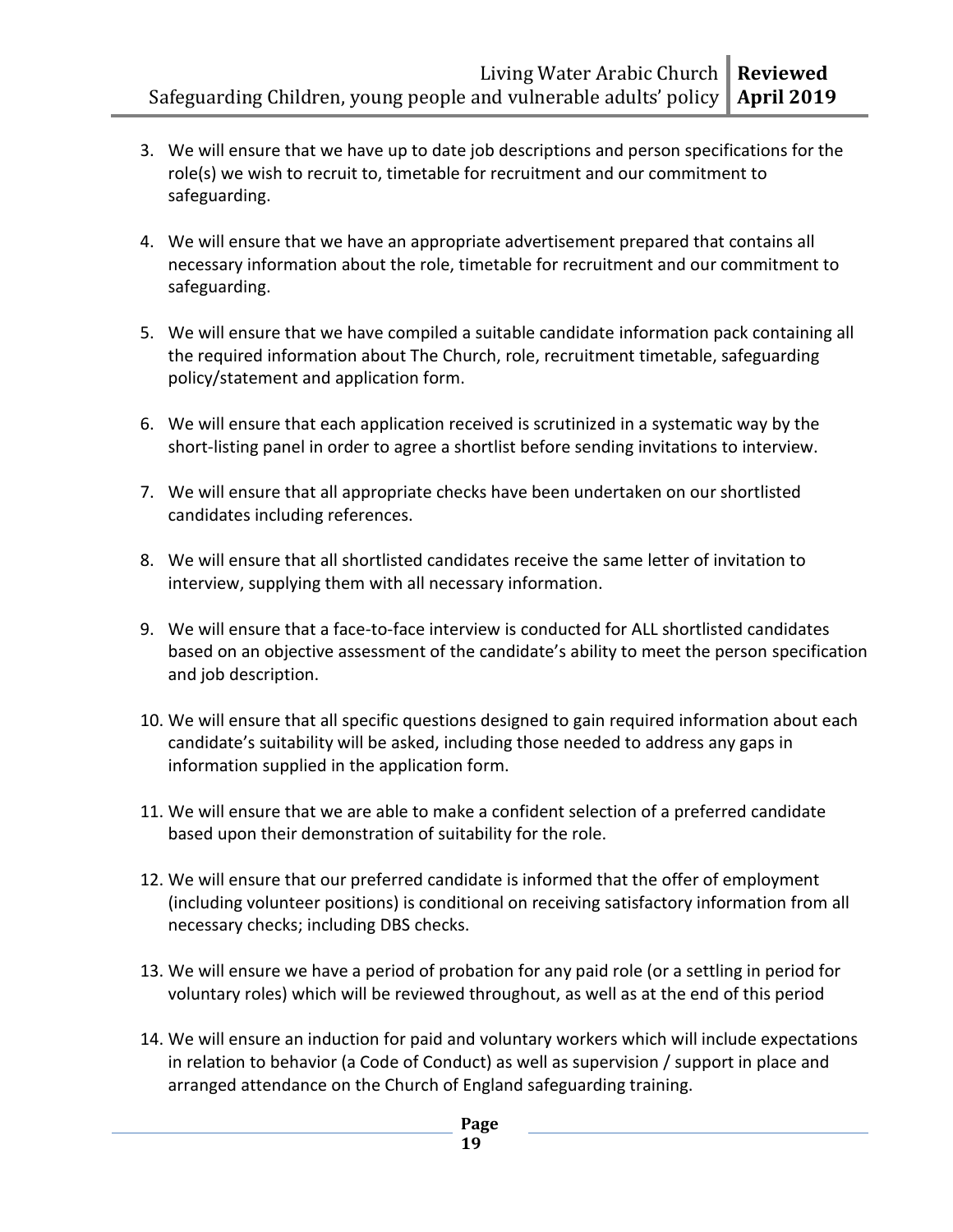3. We will ensure that we have up to date job descriptions and person specifications for the role(s) we wish to recruit to, timetable for recruitment and our commitment to safeguarding.

4. We will ensure that we have an appropriate advertisement prepared that contains all necessary information about the role, timetable for recruitment and our commitment to safeguarding.

5. We will ensure that we have compiled a suitable candidate information pack containing all the required information about The Church, role, recruitment timetable, safeguarding policy/statement and application form.

6. We will ensure that each application received is scrutinized in a systematic way by the short-listing panel in order to agree a shortlist before sending invitations to interview.

7. We will ensure that all appropriate checks have been undertaken on our shortlisted candidates including references.

8. We will ensure that all shortlisted candidates receive the same letter of invitation to interview, supplying them with all necessary information.

9. We will ensure that a face-to-face interview is conducted for ALL shortlisted candidates based on an objective assessment of the candidate's ability to meet the person specification and job description.

10. We will ensure that all specific questions designed to gain required information about each candidate's suitability will be asked, including those needed to address any gaps in information supplied in the application form.

11. We will ensure that we are able to make a confident selection of a preferred candidate based upon their demonstration of suitability for the role.

12. We will ensure that our preferred candidate is informed that the offer of employment (including volunteer positions) is conditional on receiving satisfactory information from all necessary checks; including DBS checks.

13. We will ensure we have a period of probation for any paid role (or a settling in period for voluntary roles) which will be reviewed throughout, as well as at the end of this period

14. We will ensure an induction for paid and voluntary workers which will include expectations in relation to behavior (a Code of Conduct) as well as supervision / support in place and arranged attendance on the Church of England safeguarding training.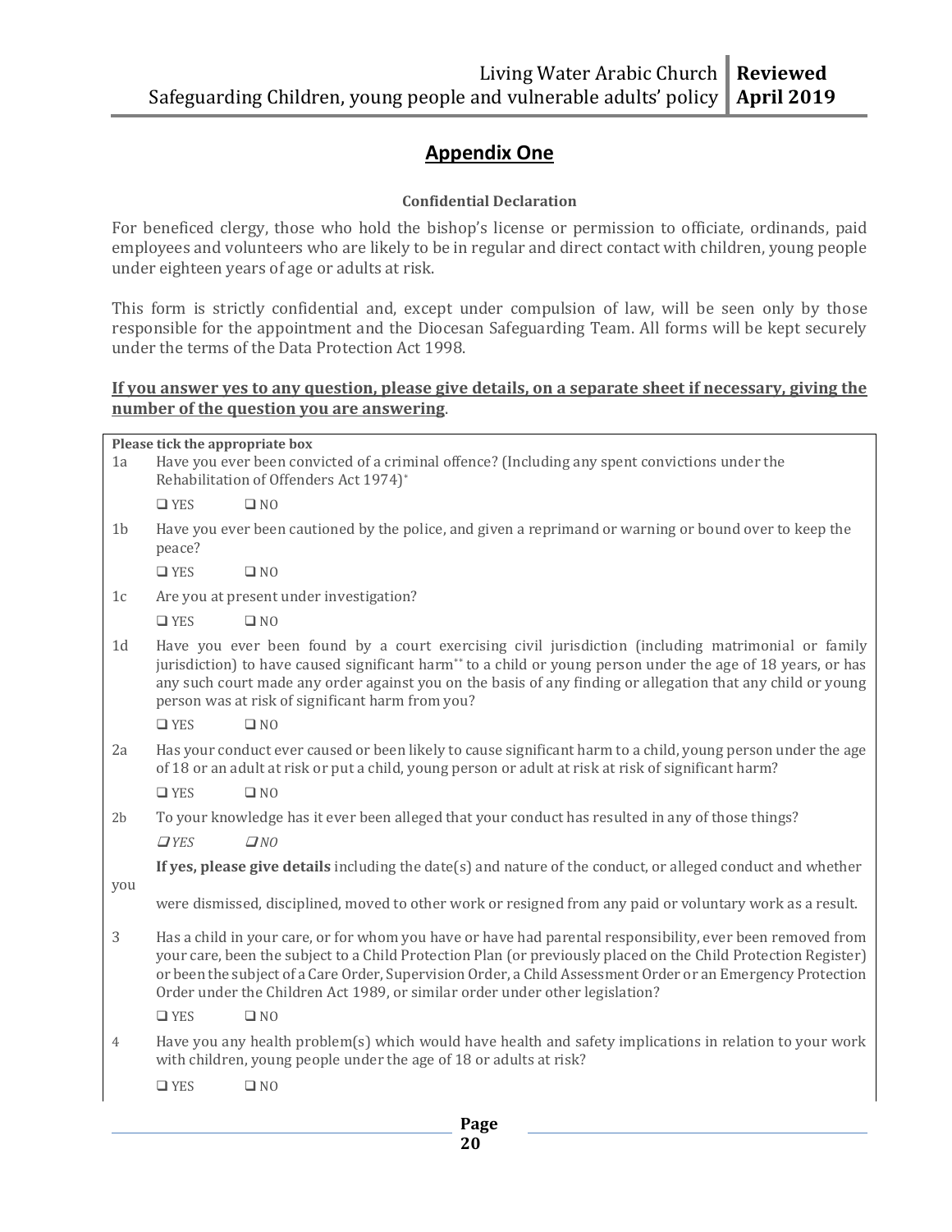## Appendix One

**Confidential Declaration**

For beneficed clergy, those who hold the bishop's license or permission to officiate, ordinands, paid employees and volunteers who are likely to be in regular and direct contact with children, young people under eighteen years of age or adults at risk.

This form is strictly confidential and, except under compulsion of law, will be seen only by those responsible for the appointment and the Diocesan Safeguarding Team. All forms will be kept securely under the terms of the Data Protection Act 1998.

**If you answer yes to any question, please give details, on a separate sheet if necessary, giving the number of the question you are answering**.

**Please tick the appropriate box**

1a Have you ever been convicted of a criminal offence? (Including any spent convictions under the Rehabilitation of Offenders Act 1974)*

❑ YES ❑ NO

1b Have you ever been cautioned by the police, and given a reprimand or warning or bound over to keep the peace?

❑ YES ❑ NO

1c Are you at present under investigation?

❑ YES ❑ NO

1d Have you ever been found by a court exercising civil jurisdiction (including matrimonial or family jurisdiction) to have caused significant harm** to a child or young person under the age of 18 years, or has any such court made any order against you on the basis of any finding or allegation that any child or young person was at risk of significant harm from you?

❑ YES ❑ NO

2a Has your conduct ever caused or been likely to cause significant harm to a child, young person under the age of 18 or an adult at risk or put a child, young person or adult at risk at risk of significant harm?

❑ YES ❑ NO

2b To your knowledge has it ever been alleged that your conduct has resulted in any of those things?

*❑ YES ❑ NO*

**If yes, please give details** including the date(s) and nature of the conduct, or alleged conduct and whether you were dismissed, disciplined, moved to other work or resigned from any paid or voluntary work as a result.

3 Has a child in your care, or for whom you have or have had parental responsibility, ever been removed from your care, been the subject to a Child Protection Plan (or previously placed on the Child Protection Register) or been the subject of a Care Order, Supervision Order, a Child Assessment Order or an Emergency Protection Order under the Children Act 1989, or similar order under other legislation?

❑ YES ❑ NO

4 Have you any health problem(s) which would have health and safety implications in relation to your work with children, young people under the age of 18 or adults at risk?

❑ YES ❑ NO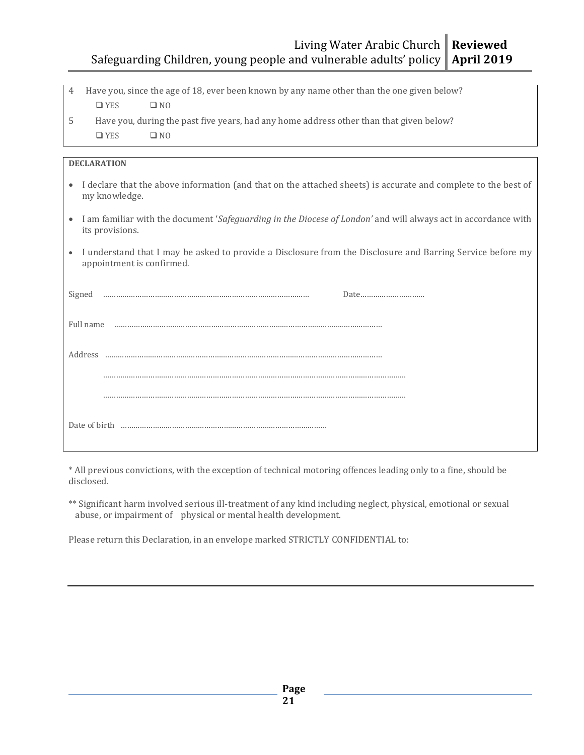4 Have you, since the age of 18, ever been known by any name other than the one given below?

❑ YES ❑ NO

5 Have you, during the past five years, had any home address other than that given below?

❑ YES ❑ NO

**DECLARATION**

- I declare that the above information (and that on the attached sheets) is accurate and complete to the best of my knowledge.
- I am familiar with the document '*Safeguarding in the Diocese of London'* and will always act in accordance with its provisions.
- I understand that I may be asked to provide a Disclosure from the Disclosure and Barring Service before my appointment is confirmed.

Signed ……………………………………………………………………………… Date…………………………

Full name …………………………………………………………………………………………………………

Address …………………………………………………………………………………………………………

…………………………………………………………………………………………………………………

…………………………………………………………………………………………………………………

Date of birth ………………………………………………………………………………

* All previous convictions, with the exception of technical motoring offences leading only to a fine, should be disclosed.

** Significant harm involved serious ill-treatment of any kind including neglect, physical, emotional or sexual abuse, or impairment of physical or mental health development.

Please return this Declaration, in an envelope marked STRICTLY CONFIDENTIAL to: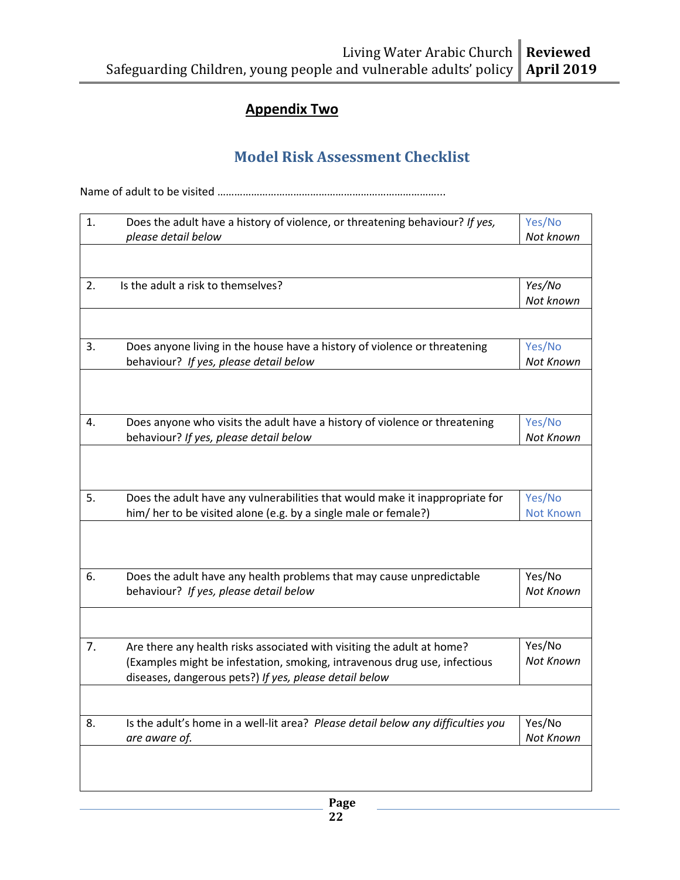## Appendix Two

### Model Risk Assessment Checklist

Name of adult to be visited …………………………………………………………………..

| | | |
|---|---|---|
| 1. | Does the adult have a history of violence, or threatening behaviour? *If yes, please detail below* | Yes/No *Not known* |
| | | |
| 2. | Is the adult a risk to themselves? | *Yes/No Not known* |
| | | |
| 3. | Does anyone living in the house have a history of violence or threatening behaviour? *If yes, please detail below* | Yes/No *Not Known* |
| | | |
| 4. | Does anyone who visits the adult have a history of violence or threatening behaviour? *If yes, please detail below* | Yes/No *Not Known* |
| | | |
| 5. | Does the adult have any vulnerabilities that would make it inappropriate for him/ her to be visited alone (e.g. by a single male or female?) | Yes/No Not Known |
| | | |
| 6. | Does the adult have any health problems that may cause unpredictable behaviour? *If yes, please detail below* | Yes/No *Not Known* |
| | | |
| 7. | Are there any health risks associated with visiting the adult at home? (Examples might be infestation, smoking, intravenous drug use, infectious diseases, dangerous pets?) *If yes, please detail below* | Yes/No *Not Known* |
| | | |
| 8. | Is the adult's home in a well-lit area? *Please detail below any difficulties you are aware of.* | Yes/No *Not Known* |
| | | |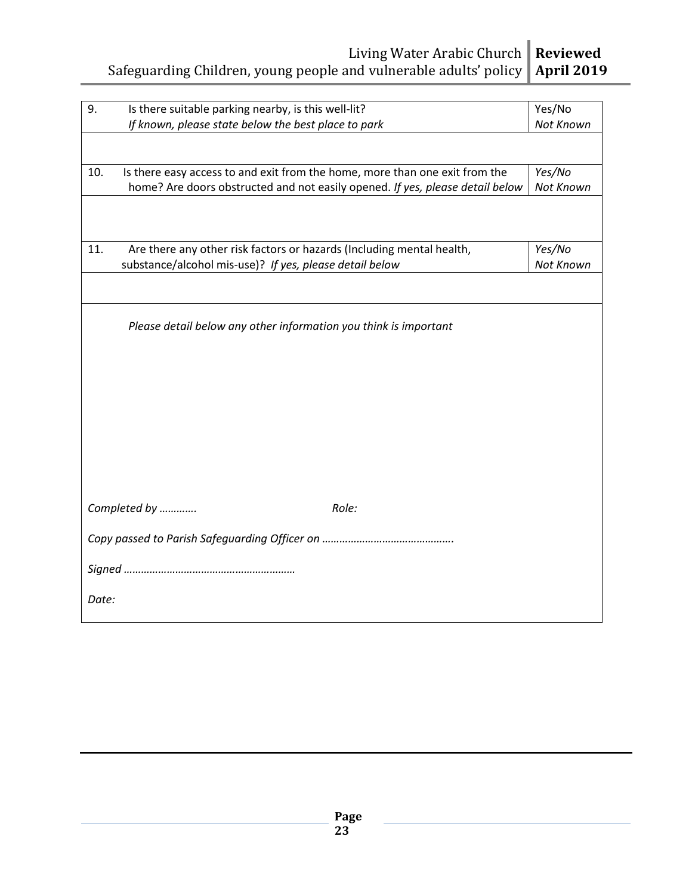| | | |
|---|---|---|
| 9. | Is there suitable parking nearby, is this well-lit?<br>*If known, please state below the best place to park* | Yes/No<br>*Not Known* |
| | | |
| 10. | Is there easy access to and exit from the home, more than one exit from the home? Are doors obstructed and not easily opened. *If yes, please detail below* | *Yes/No*<br>*Not Known* |
| | | |
| 11. | Are there any other risk factors or hazards (Including mental health, substance/alcohol mis-use)? *If yes, please detail below* | *Yes/No*<br>*Not Known* |
| | | |

*Please detail below any other information you think is important*

*Completed by …………* *Role:*

*Copy passed to Parish Safeguarding Officer on ……………………………………….*

*Signed ……………………………………………………*

*Date:*